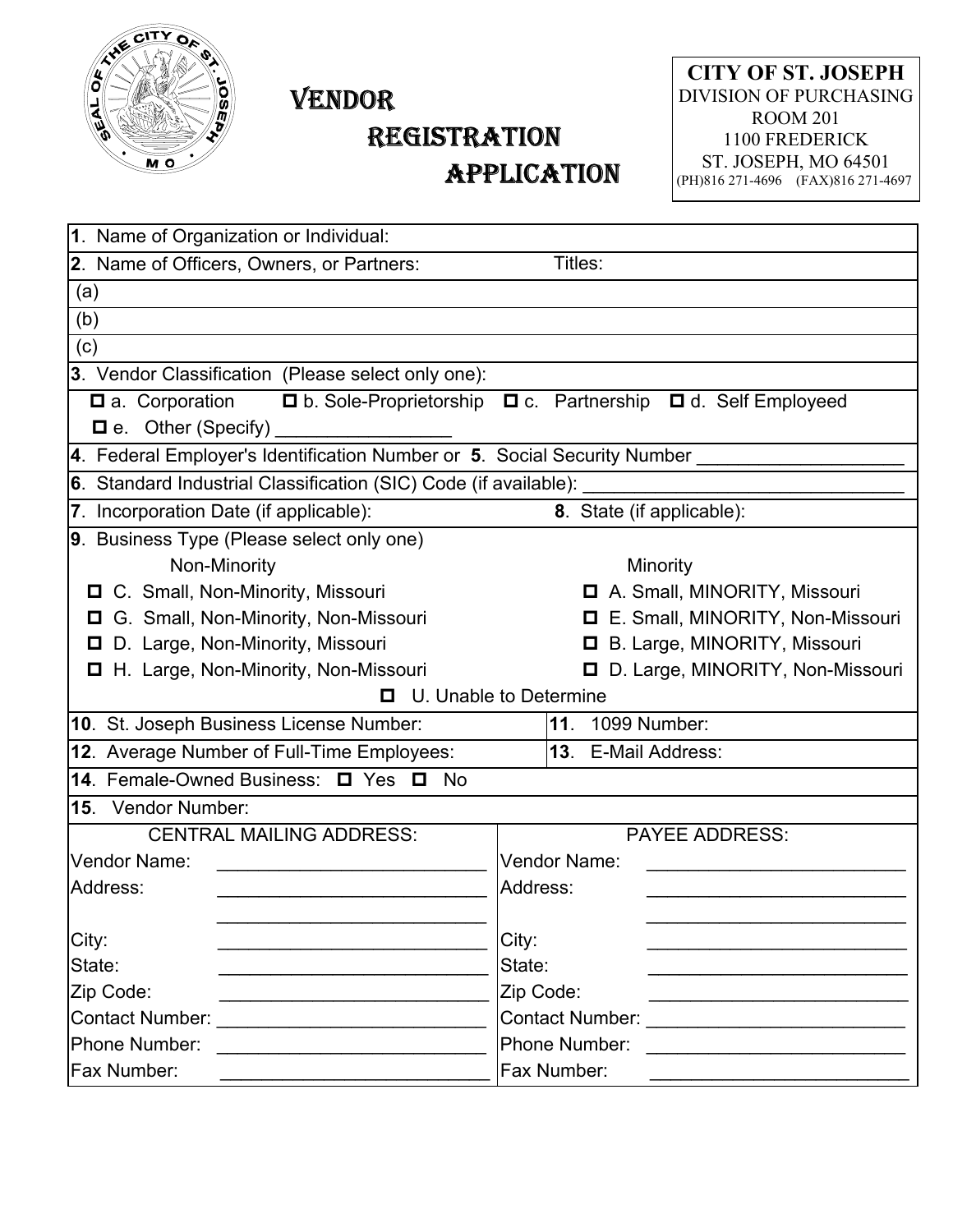# VENDOR REGISTRATION APPLICATION

**CITY OF ST. JOSEPH**
DIVISION OF PURCHASING
ROOM 201
1100 FREDERICK
ST. JOSEPH, MO 64501
(PH)816 271-4696 (FAX)816 271-4697

**1**. Name of Organization or Individual:

**2**. Name of Officers, Owners, or Partners: Titles:

(a)

(b)

(c)

**3**. Vendor Classification (Please select only one):

☐ a. Corporation ☐ b. Sole-Proprietorship ☐ c. Partnership ☐ d. Self Employeed
☐ e. Other (Specify) _________________

**4**. Federal Employer's Identification Number or **5**. Social Security Number ____________________

**6**. Standard Industrial Classification (SIC) Code (if available): ______________________________

**7**. Incorporation Date (if applicable): **8**. State (if applicable):

**9**. Business Type (Please select only one)

| Non-Minority | Minority |
|---|---|
| ☐ C. Small, Non-Minority, Missouri | ☐ A. Small, MINORITY, Missouri |
| ☐ G. Small, Non-Minority, Non-Missouri | ☐ E. Small, MINORITY, Non-Missouri |
| ☐ D. Large, Non-Minority, Missouri | ☐ B. Large, MINORITY, Missouri |
| ☐ H. Large, Non-Minority, Non-Missouri | ☐ D. Large, MINORITY, Non-Missouri |

☐ U. Unable to Determine

**10**. St. Joseph Business License Number: **11**. 1099 Number:

**12**. Average Number of Full-Time Employees: **13**. E-Mail Address:

**14**. Female-Owned Business: ☐ Yes ☐ No

**15**. Vendor Number:

| CENTRAL MAILING ADDRESS: | | PAYEE ADDRESS: | |
|---|---|---|---|
| Vendor Name: | __________________________ | Vendor Name: | __________________________ |
| Address: | __________________________ | Address: | __________________________ |
| | __________________________ | | __________________________ |
| City: | __________________________ | City: | __________________________ |
| State: | __________________________ | State: | __________________________ |
| Zip Code: | __________________________ | Zip Code: | __________________________ |
| Contact Number: | __________________________ | Contact Number: | __________________________ |
| Phone Number: | __________________________ | Phone Number: | __________________________ |
| Fax Number: | __________________________ | Fax Number: | __________________________ |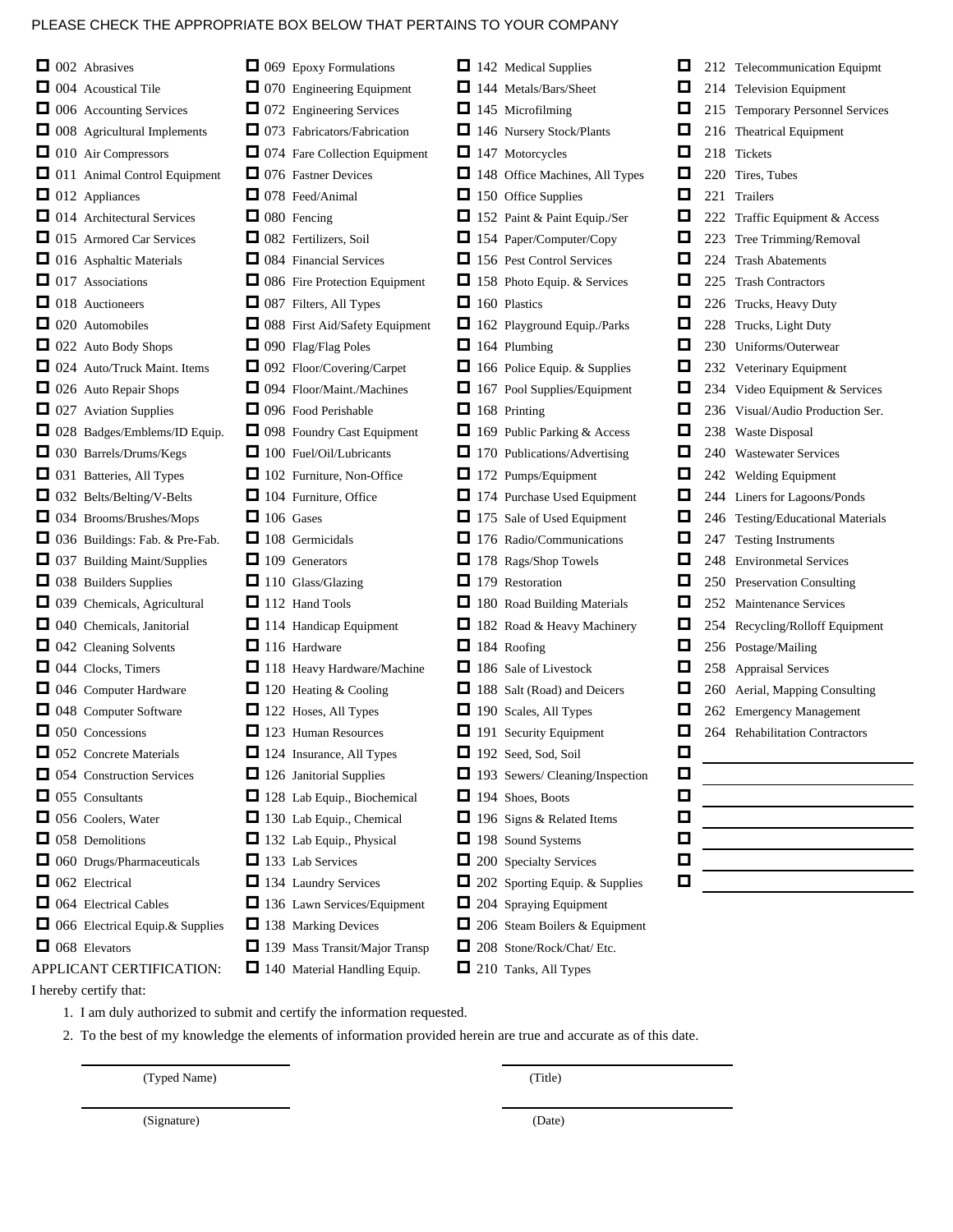PLEASE CHECK THE APPROPRIATE BOX BELOW THAT PERTAINS TO YOUR COMPANY

- ☐ 002 Abrasives
- ☐ 004 Acoustical Tile
- ☐ 006 Accounting Services
- ☐ 008 Agricultural Implements
- ☐ 010 Air Compressors
- ☐ 011 Animal Control Equipment
- ☐ 012 Appliances
- ☐ 014 Architectural Services
- ☐ 015 Armored Car Services
- ☐ 016 Asphaltic Materials
- ☐ 017 Associations
- ☐ 018 Auctioneers
- ☐ 020 Automobiles
- ☐ 022 Auto Body Shops
- ☐ 024 Auto/Truck Maint. Items
- ☐ 026 Auto Repair Shops
- ☐ 027 Aviation Supplies
- ☐ 028 Badges/Emblems/ID Equip.
- ☐ 030 Barrels/Drums/Kegs
- ☐ 031 Batteries, All Types
- ☐ 032 Belts/Belting/V-Belts
- ☐ 034 Brooms/Brushes/Mops
- ☐ 036 Buildings: Fab. & Pre-Fab.
- ☐ 037 Building Maint/Supplies
- ☐ 038 Builders Supplies
- ☐ 039 Chemicals, Agricultural
- ☐ 040 Chemicals, Janitorial
- ☐ 042 Cleaning Solvents
- ☐ 044 Clocks, Timers
- ☐ 046 Computer Hardware
- ☐ 048 Computer Software
- ☐ 050 Concessions
- ☐ 052 Concrete Materials
- ☐ 054 Construction Services
- ☐ 055 Consultants
- ☐ 056 Coolers, Water
- ☐ 058 Demolitions
- ☐ 060 Drugs/Pharmaceuticals
- ☐ 062 Electrical
- ☐ 064 Electrical Cables
- ☐ 066 Electrical Equip.& Supplies
- ☐ 068 Elevators
- ☐ 069 Epoxy Formulations
- ☐ 070 Engineering Equipment
- ☐ 072 Engineering Services
- ☐ 073 Fabricators/Fabrication
- ☐ 074 Fare Collection Equipment
- ☐ 076 Fastner Devices
- ☐ 078 Feed/Animal
- ☐ 080 Fencing
- ☐ 082 Fertilizers, Soil
- ☐ 084 Financial Services
- ☐ 086 Fire Protection Equipment
- ☐ 087 Filters, All Types
- ☐ 088 First Aid/Safety Equipment
- ☐ 090 Flag/Flag Poles
- ☐ 092 Floor/Covering/Carpet
- ☐ 094 Floor/Maint./Machines
- ☐ 096 Food Perishable
- ☐ 098 Foundry Cast Equipment
- ☐ 100 Fuel/Oil/Lubricants
- ☐ 102 Furniture, Non-Office
- ☐ 104 Furniture, Office
- ☐ 106 Gases
- ☐ 108 Germicidals
- ☐ 109 Generators
- ☐ 110 Glass/Glazing
- ☐ 112 Hand Tools
- ☐ 114 Handicap Equipment
- ☐ 116 Hardware
- ☐ 118 Heavy Hardware/Machine
- ☐ 120 Heating & Cooling
- ☐ 122 Hoses, All Types
- ☐ 123 Human Resources
- ☐ 124 Insurance, All Types
- ☐ 126 Janitorial Supplies
- ☐ 128 Lab Equip., Biochemical
- ☐ 130 Lab Equip., Chemical
- ☐ 132 Lab Equip., Physical
- ☐ 133 Lab Services
- ☐ 134 Laundry Services
- ☐ 136 Lawn Services/Equipment
- ☐ 138 Marking Devices
- ☐ 139 Mass Transit/Major Transp
- ☐ 140 Material Handling Equip.
- ☐ 142 Medical Supplies
- ☐ 144 Metals/Bars/Sheet
- ☐ 145 Microfilming
- ☐ 146 Nursery Stock/Plants
- ☐ 147 Motorcycles
- ☐ 148 Office Machines, All Types
- ☐ 150 Office Supplies
- ☐ 152 Paint & Paint Equip./Ser
- ☐ 154 Paper/Computer/Copy
- ☐ 156 Pest Control Services
- ☐ 158 Photo Equip. & Services
- ☐ 160 Plastics
- ☐ 162 Playground Equip./Parks
- ☐ 164 Plumbing
- ☐ 166 Police Equip. & Supplies
- ☐ 167 Pool Supplies/Equipment
- ☐ 168 Printing
- ☐ 169 Public Parking & Access
- ☐ 170 Publications/Advertising
- ☐ 172 Pumps/Equipment
- ☐ 174 Purchase Used Equipment
- ☐ 175 Sale of Used Equipment
- ☐ 176 Radio/Communications
- ☐ 178 Rags/Shop Towels
- ☐ 179 Restoration
- ☐ 180 Road Building Materials
- ☐ 182 Road & Heavy Machinery
- ☐ 184 Roofing
- ☐ 186 Sale of Livestock
- ☐ 188 Salt (Road) and Deicers
- ☐ 190 Scales, All Types
- ☐ 191 Security Equipment
- ☐ 192 Seed, Sod, Soil
- ☐ 193 Sewers/ Cleaning/Inspection
- ☐ 194 Shoes, Boots
- ☐ 196 Signs & Related Items
- ☐ 198 Sound Systems
- ☐ 200 Specialty Services
- ☐ 202 Sporting Equip. & Supplies
- ☐ 204 Spraying Equipment
- ☐ 206 Steam Boilers & Equipment
- ☐ 208 Stone/Rock/Chat/ Etc.
- ☐ 210 Tanks, All Types
- ☐ 212 Telecommunication Equipmt
- ☐ 214 Television Equipment
- ☐ 215 Temporary Personnel Services
- ☐ 216 Theatrical Equipment
- ☐ 218 Tickets
- ☐ 220 Tires, Tubes
- ☐ 221 Trailers
- ☐ 222 Traffic Equipment & Access
- ☐ 223 Tree Trimming/Removal
- ☐ 224 Trash Abatements
- ☐ 225 Trash Contractors
- ☐ 226 Trucks, Heavy Duty
- ☐ 228 Trucks, Light Duty
- ☐ 230 Uniforms/Outerwear
- ☐ 232 Veterinary Equipment
- ☐ 234 Video Equipment & Services
- ☐ 236 Visual/Audio Production Ser.
- ☐ 238 Waste Disposal
- ☐ 240 Wastewater Services
- ☐ 242 Welding Equipment
- ☐ 244 Liners for Lagoons/Ponds
- ☐ 246 Testing/Educational Materials
- ☐ 247 Testing Instruments
- ☐ 248 Environmetal Services
- ☐ 250 Preservation Consulting
- ☐ 252 Maintenance Services
- ☐ 254 Recycling/Rolloff Equipment
- ☐ 256 Postage/Mailing
- ☐ 258 Appraisal Services
- ☐ 260 Aerial, Mapping Consulting
- ☐ 262 Emergency Management
- ☐ 264 Rehabilitation Contractors
- ☐ ____________________
- ☐ ____________________
- ☐ ____________________
- ☐ ____________________
- ☐ ____________________
- ☐ ____________________
- ☐ ____________________

APPLICANT CERTIFICATION:

I hereby certify that:

1. I am duly authorized to submit and certify the information requested.
2. To the best of my knowledge the elements of information provided herein are true and accurate as of this date.

____________________ (Typed Name)

____________________ (Title)

____________________ (Signature)

____________________ (Date)